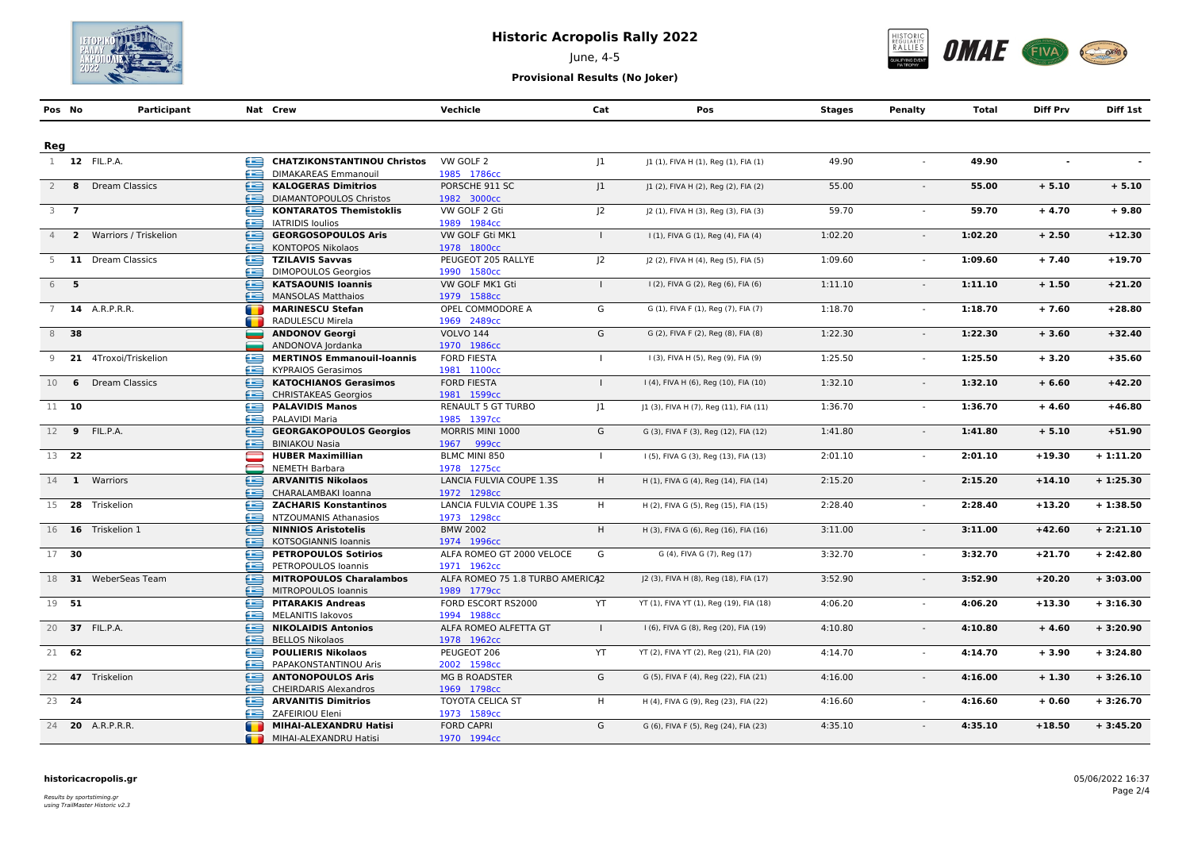# Historic Acropolis Rally 2022

June, 4-5

**Provisional Results (No Joker)**

| Pos | No | Participant | Nat | Crew | Vechicle | Cat | Pos | Stages | Penalty | Total | Diff Prv | Diff 1st |
|---|---|---|---|---|---|---|---|---|---|---|---|---|
| **Reg** | | | | | | | | | | | | |
| 1 | **12** | FIL.P.A. | | **CHATZIKONSTANTINOU Christos** / DIMAKAREAS Emmanouil | VW GOLF 2 / 1985 1786cc | J1 | J1 (1), FIVA H (1), Reg (1), FIA (1) | 49.90 | - | **49.90** | **-** | **-** |
| 2 | **8** | Dream Classics | | **KALOGERAS Dimitrios** / DIAMANTOPOULOS Christos | PORSCHE 911 SC / 1982 3000cc | J1 | J1 (2), FIVA H (2), Reg (2), FIA (2) | 55.00 | - | **55.00** | **+ 5.10** | **+ 5.10** |
| 3 | **7** | | | **KONTARATOS Themistoklis** / IATRIDIS Ioulios | VW GOLF 2 Gti / 1989 1984cc | J2 | J2 (1), FIVA H (3), Reg (3), FIA (3) | 59.70 | - | **59.70** | **+ 4.70** | **+ 9.80** |
| 4 | **2** | Warriors / Triskelion | | **GEORGOSOPOULOS Aris** / KONTOPOS Nikolaos | VW GOLF Gti MK1 / 1978 1800cc | I | I (1), FIVA G (1), Reg (4), FIA (4) | 1:02.20 | - | **1:02.20** | **+ 2.50** | **+12.30** |
| 5 | **11** | Dream Classics | | **TZILAVIS Savvas** / DIMOPOULOS Georgios | PEUGEOT 205 RALLYE / 1990 1580cc | J2 | J2 (2), FIVA H (4), Reg (5), FIA (5) | 1:09.60 | - | **1:09.60** | **+ 7.40** | **+19.70** |
| 6 | **5** | | | **KATSAOUNIS Ioannis** / MANSOLAS Matthaios | VW GOLF MK1 Gti / 1979 1588cc | I | I (2), FIVA G (2), Reg (6), FIA (6) | 1:11.10 | - | **1:11.10** | **+ 1.50** | **+21.20** |
| 7 | **14** | A.R.P.R.R. | | **MARINESCU Stefan** / RADULESCU Mirela | OPEL COMMODORE A / 1969 2489cc | G | G (1), FIVA F (1), Reg (7), FIA (7) | 1:18.70 | - | **1:18.70** | **+ 7.60** | **+28.80** |
| 8 | **38** | | | **ANDONOV Georgi** / ANDONOVA Jordanka | VOLVO 144 / 1970 1986cc | G | G (2), FIVA F (2), Reg (8), FIA (8) | 1:22.30 | - | **1:22.30** | **+ 3.60** | **+32.40** |
| 9 | **21** | 4Troxoi/Triskelion | | **MERTINOS Emmanouil-Ioannis** / KYPRAIOS Gerasimos | FORD FIESTA / 1981 1100cc | I | I (3), FIVA H (5), Reg (9), FIA (9) | 1:25.50 | - | **1:25.50** | **+ 3.20** | **+35.60** |
| 10 | **6** | Dream Classics | | **KATOCHIANOS Gerasimos** / CHRISTAKEAS Georgios | FORD FIESTA / 1981 1599cc | I | I (4), FIVA H (6), Reg (10), FIA (10) | 1:32.10 | - | **1:32.10** | **+ 6.60** | **+42.20** |
| 11 | **10** | | | **PALAVIDIS Manos** / PALAVIDI Maria | RENAULT 5 GT TURBO / 1985 1397cc | J1 | J1 (3), FIVA H (7), Reg (11), FIA (11) | 1:36.70 | - | **1:36.70** | **+ 4.60** | **+46.80** |
| 12 | **9** | FIL.P.A. | | **GEORGAKOPOULOS Georgios** / BINIAKOU Nasia | MORRIS MINI 1000 / 1967 999cc | G | G (3), FIVA F (3), Reg (12), FIA (12) | 1:41.80 | - | **1:41.80** | **+ 5.10** | **+51.90** |
| 13 | **22** | | | **HUBER Maximillian** / NEMETH Barbara | BLMC MINI 850 / 1978 1275cc | I | I (5), FIVA G (3), Reg (13), FIA (13) | 2:01.10 | - | **2:01.10** | **+19.30** | **+ 1:11.20** |
| 14 | **1** | Warriors | | **ARVANITIS Nikolaos** / CHARALAMBAKI Ioanna | LANCIA FULVIA COUPE 1.3S / 1972 1298cc | H | H (1), FIVA G (4), Reg (14), FIA (14) | 2:15.20 | - | **2:15.20** | **+14.10** | **+ 1:25.30** |
| 15 | **28** | Triskelion | | **ZACHARIS Konstantinos** / NTZOUMANIS Athanasios | LANCIA FULVIA COUPE 1.3S / 1973 1298cc | H | H (2), FIVA G (5), Reg (15), FIA (15) | 2:28.40 | - | **2:28.40** | **+13.20** | **+ 1:38.50** |
| 16 | **16** | Triskelion 1 | | **NINNIOS Aristotelis** / KOTSOGIANNIS Ioannis | BMW 2002 / 1974 1996cc | H | H (3), FIVA G (6), Reg (16), FIA (16) | 3:11.00 | - | **3:11.00** | **+42.60** | **+ 2:21.10** |
| 17 | **30** | | | **PETROPOULOS Sotirios** / PETROPOULOS Ioannis | ALFA ROMEO GT 2000 VELOCE / 1971 1962cc | G | G (4), FIVA G (7), Reg (17) | 3:32.70 | - | **3:32.70** | **+21.70** | **+ 2:42.80** |
| 18 | **31** | WeberSeas Team | | **MITROPOULOS Charalambos** / MITROPOULOS Ioannis | ALFA ROMEO 75 1.8 TURBO AMERICA / 1989 1779cc | J2 | J2 (3), FIVA H (8), Reg (18), FIA (17) | 3:52.90 | - | **3:52.90** | **+20.20** | **+ 3:03.00** |
| 19 | **51** | | | **PITARAKIS Andreas** / MELANITIS Iakovos | FORD ESCORT RS2000 / 1994 1988cc | YT | YT (1), FIVA YT (1), Reg (19), FIA (18) | 4:06.20 | - | **4:06.20** | **+13.30** | **+ 3:16.30** |
| 20 | **37** | FIL.P.A. | | **NIKOLAIDIS Antonios** / BELLOS Nikolaos | ALFA ROMEO ALFETTA GT / 1978 1962cc | I | I (6), FIVA G (8), Reg (20), FIA (19) | 4:10.80 | - | **4:10.80** | **+ 4.60** | **+ 3:20.90** |
| 21 | **62** | | | **POULIERIS Nikolaos** / PAPAKONSTANTINOU Aris | PEUGEOT 206 / 2002 1598cc | YT | YT (2), FIVA YT (2), Reg (21), FIA (20) | 4:14.70 | - | **4:14.70** | **+ 3.90** | **+ 3:24.80** |
| 22 | **47** | Triskelion | | **ANTONOPOULOS Aris** / CHEIRDARIS Alexandros | MG B ROADSTER / 1969 1798cc | G | G (5), FIVA F (4), Reg (22), FIA (21) | 4:16.00 | - | **4:16.00** | **+ 1.30** | **+ 3:26.10** |
| 23 | **24** | | | **ARVANITIS Dimitrios** / ZAFEIRIOU Eleni | TOYOTA CELICA ST / 1973 1589cc | H | H (4), FIVA G (9), Reg (23), FIA (22) | 4:16.60 | - | **4:16.60** | **+ 0.60** | **+ 3:26.70** |
| 24 | **20** | A.R.P.R.R. | | **MIHAI-ALEXANDRU Hatisi** / MIHAI-ALEXANDRU Hatisi | FORD CAPRI / 1970 1994cc | G | G (6), FIVA F (5), Reg (24), FIA (23) | 4:35.10 | - | **4:35.10** | **+18.50** | **+ 3:45.20** |

**historicacropolis.gr**

*Results by sportstiming.gr*
*using TrailMaster Historic v2.3*

05/06/2022 16:37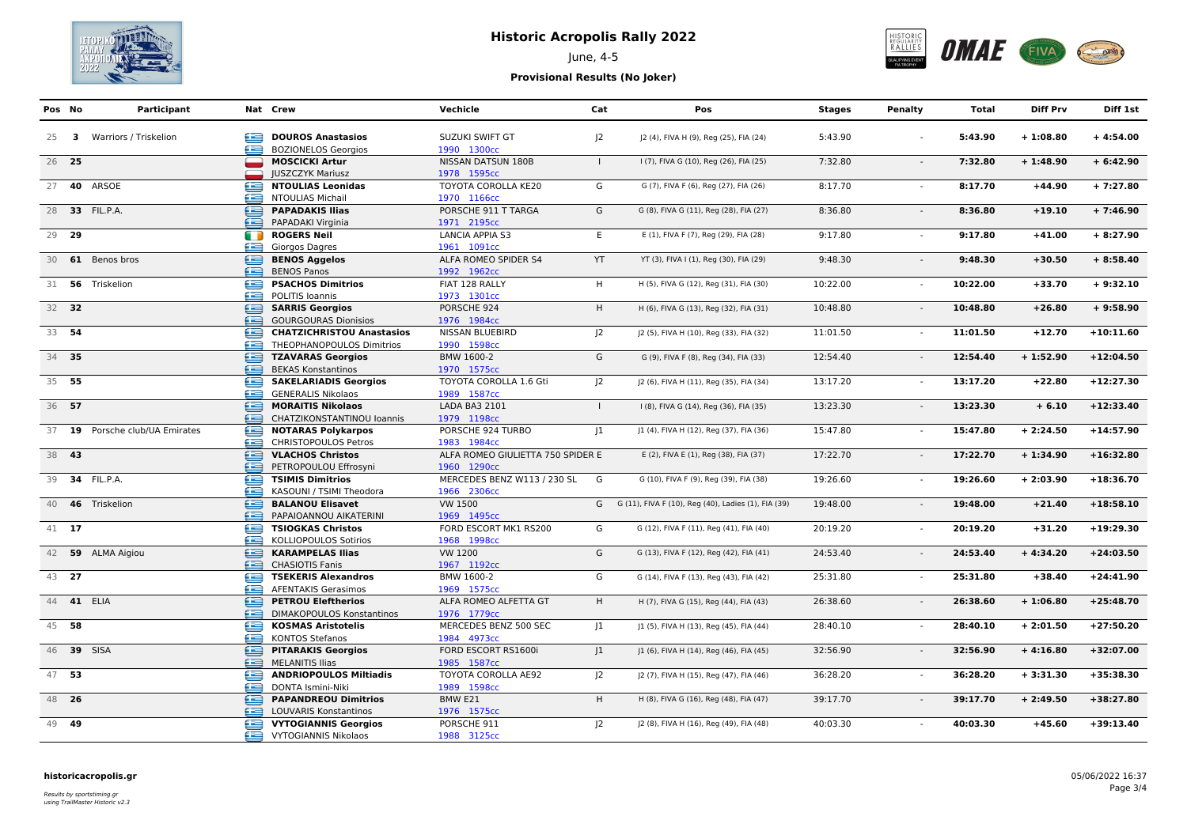# Historic Acropolis Rally 2022

June, 4-5

**Provisional Results (No Joker)**

| Pos | No | Participant | Nat | Crew | Vechicle | Cat | Pos | Stages | Penalty | Total | Diff Prv | Diff 1st |
|---|---|---|---|---|---|---|---|---|---|---|---|---|
| 25 | **3** | Warriors / Triskelion | | **DOUROS Anastasios**<br>BOZIONELOS Georgios | SUZUKI SWIFT GT<br>1990 1300cc | J2 | J2 (4), FIVA H (9), Reg (25), FIA (24) | 5:43.90 | - | **5:43.90** | **+ 1:08.80** | **+ 4:54.00** |
| 26 | **25** | | | **MOSCICKI Artur**<br>JUSZCZYK Mariusz | NISSAN DATSUN 180B<br>1978 1595cc | I | I (7), FIVA G (10), Reg (26), FIA (25) | 7:32.80 | - | **7:32.80** | **+ 1:48.90** | **+ 6:42.90** |
| 27 | **40** | ARSOE | | **NTOULIAS Leonidas**<br>NTOULIAS Michail | TOYOTA COROLLA KE20<br>1970 1166cc | G | G (7), FIVA F (6), Reg (27), FIA (26) | 8:17.70 | - | **8:17.70** | **+44.90** | **+ 7:27.80** |
| 28 | **33** | FIL.P.A. | | **PAPADAKIS Ilias**<br>PAPADAKI Virginia | PORSCHE 911 T TARGA<br>1971 2195cc | G | G (8), FIVA G (11), Reg (28), FIA (27) | 8:36.80 | - | **8:36.80** | **+19.10** | **+ 7:46.90** |
| 29 | **29** | | | **ROGERS Neil**<br>Giorgos Dagres | LANCIA APPIA S3<br>1961 1091cc | E | E (1), FIVA F (7), Reg (29), FIA (28) | 9:17.80 | - | **9:17.80** | **+41.00** | **+ 8:27.90** |
| 30 | **61** | Benos bros | | **BENOS Aggelos**<br>BENOS Panos | ALFA ROMEO SPIDER S4<br>1992 1962cc | YT | YT (3), FIVA I (1), Reg (30), FIA (29) | 9:48.30 | - | **9:48.30** | **+30.50** | **+ 8:58.40** |
| 31 | **56** | Triskelion | | **PSACHOS Dimitrios**<br>POLITIS Ioannis | FIAT 128 RALLY<br>1973 1301cc | H | H (5), FIVA G (12), Reg (31), FIA (30) | 10:22.00 | - | **10:22.00** | **+33.70** | **+ 9:32.10** |
| 32 | **32** | | | **SARRIS Georgios**<br>GOURGOURAS Dionisios | PORSCHE 924<br>1976 1984cc | H | H (6), FIVA G (13), Reg (32), FIA (31) | 10:48.80 | - | **10:48.80** | **+26.80** | **+ 9:58.90** |
| 33 | **54** | | | **CHATZICHRISTOU Anastasios**<br>THEOPHANOPOULOS Dimitrios | NISSAN BLUEBIRD<br>1990 1598cc | J2 | J2 (5), FIVA H (10), Reg (33), FIA (32) | 11:01.50 | - | **11:01.50** | **+12.70** | **+10:11.60** |
| 34 | **35** | | | **TZAVARAS Georgios**<br>BEKAS Konstantinos | BMW 1600-2<br>1970 1575cc | G | G (9), FIVA F (8), Reg (34), FIA (33) | 12:54.40 | - | **12:54.40** | **+ 1:52.90** | **+12:04.50** |
| 35 | **55** | | | **SAKELARIADIS Georgios**<br>GENERALIS Nikolaos | TOYOTA COROLLA 1.6 Gti<br>1989 1587cc | J2 | J2 (6), FIVA H (11), Reg (35), FIA (34) | 13:17.20 | - | **13:17.20** | **+22.80** | **+12:27.30** |
| 36 | **57** | | | **MORAITIS Nikolaos**<br>CHATZIKONSTANTINOU Ioannis | LADA BA3 2101<br>1979 1198cc | I | I (8), FIVA G (14), Reg (36), FIA (35) | 13:23.30 | - | **13:23.30** | **+ 6.10** | **+12:33.40** |
| 37 | **19** | Porsche club/UA Emirates | | **NOTARAS Polykarpos**<br>CHRISTOPOULOS Petros | PORSCHE 924 TURBO<br>1983 1984cc | J1 | J1 (4), FIVA H (12), Reg (37), FIA (36) | 15:47.80 | - | **15:47.80** | **+ 2:24.50** | **+14:57.90** |
| 38 | **43** | | | **VLACHOS Christos**<br>PETROPOULOU Effrosyni | ALFA ROMEO GIULIETTA 750 SPIDER<br>1960 1290cc | E | E (2), FIVA E (1), Reg (38), FIA (37) | 17:22.70 | - | **17:22.70** | **+ 1:34.90** | **+16:32.80** |
| 39 | **34** | FIL.P.A. | | **TSIMIS Dimitrios**<br>KASOUNI / TSIMI Theodora | MERCEDES BENZ W113 / 230 SL<br>1966 2306cc | G | G (10), FIVA F (9), Reg (39), FIA (38) | 19:26.60 | - | **19:26.60** | **+ 2:03.90** | **+18:36.70** |
| 40 | **46** | Triskelion | | **BALANOU Elisavet**<br>PAPAIOANNOU AIKATERINI | VW 1500<br>1969 1495cc | G | G (11), FIVA F (10), Reg (40), Ladies (1), FIA (39) | 19:48.00 | - | **19:48.00** | **+21.40** | **+18:58.10** |
| 41 | **17** | | | **TSIOGKAS Christos**<br>KOLLIOPOULOS Sotirios | FORD ESCORT MK1 RS200<br>1968 1998cc | G | G (12), FIVA F (11), Reg (41), FIA (40) | 20:19.20 | - | **20:19.20** | **+31.20** | **+19:29.30** |
| 42 | **59** | ALMA Aigiou | | **KARAMPELAS Ilias**<br>CHASIOTIS Fanis | VW 1200<br>1967 1192cc | G | G (13), FIVA F (12), Reg (42), FIA (41) | 24:53.40 | - | **24:53.40** | **+ 4:34.20** | **+24:03.50** |
| 43 | **27** | | | **TSEKERIS Alexandros**<br>AFENTAKIS Gerasimos | BMW 1600-2<br>1969 1575cc | G | G (14), FIVA F (13), Reg (43), FIA (42) | 25:31.80 | - | **25:31.80** | **+38.40** | **+24:41.90** |
| 44 | **41** | ELIA | | **PETROU Eleftherios**<br>DIMAKOPOULOS Konstantinos | ALFA ROMEO ALFETTA GT<br>1976 1779cc | H | H (7), FIVA G (15), Reg (44), FIA (43) | 26:38.60 | - | **26:38.60** | **+ 1:06.80** | **+25:48.70** |
| 45 | **58** | | | **KOSMAS Aristotelis**<br>KONTOS Stefanos | MERCEDES BENZ 500 SEC<br>1984 4973cc | J1 | J1 (5), FIVA H (13), Reg (45), FIA (44) | 28:40.10 | - | **28:40.10** | **+ 2:01.50** | **+27:50.20** |
| 46 | **39** | SISA | | **PITARAKIS Georgios**<br>MELANITIS Ilias | FORD ESCORT RS1600i<br>1985 1587cc | J1 | J1 (6), FIVA H (14), Reg (46), FIA (45) | 32:56.90 | - | **32:56.90** | **+ 4:16.80** | **+32:07.00** |
| 47 | **53** | | | **ANDRIOPOULOS Miltiadis**<br>DONTA Ismini-Niki | TOYOTA COROLLA AE92<br>1989 1598cc | J2 | J2 (7), FIVA H (15), Reg (47), FIA (46) | 36:28.20 | - | **36:28.20** | **+ 3:31.30** | **+35:38.30** |
| 48 | **26** | | | **PAPANDREOU Dimitrios**<br>LOUVARIS Konstantinos | BMW E21<br>1976 1575cc | H | H (8), FIVA G (16), Reg (48), FIA (47) | 39:17.70 | - | **39:17.70** | **+ 2:49.50** | **+38:27.80** |
| 49 | **49** | | | **VYTOGIANNIS Georgios**<br>VYTOGIANNIS Nikolaos | PORSCHE 911<br>1988 3125cc | J2 | J2 (8), FIVA H (16), Reg (49), FIA (48) | 40:03.30 | - | **40:03.30** | **+45.60** | **+39:13.40** |

**historicacropolis.gr**

*Results by sportstiming.gr*
*using TrailMaster Historic v2.3*

05/06/2022 16:37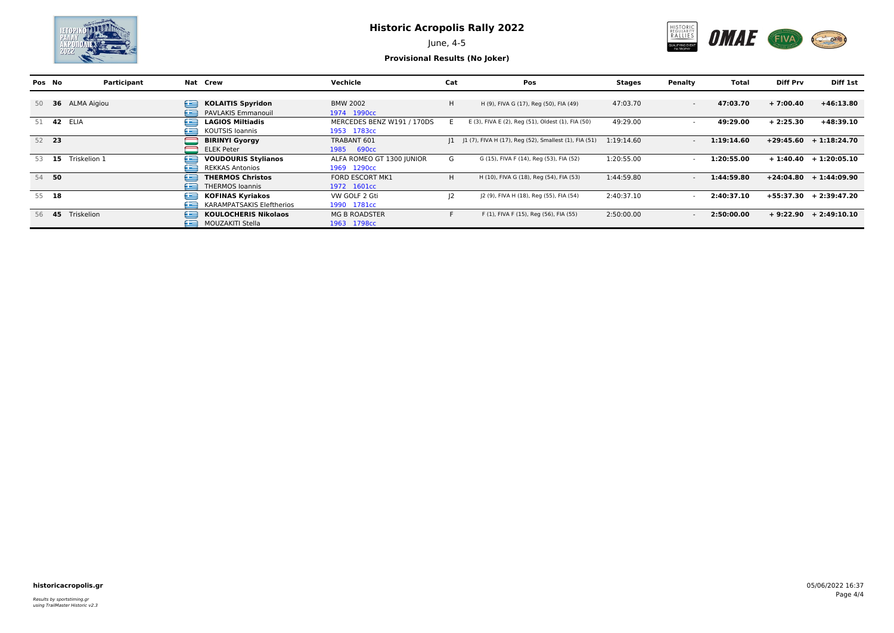# Historic Acropolis Rally 2022

June, 4-5

**Provisional Results (No Joker)**

| Pos | No | Participant | Nat | Crew | Vechicle | Cat | Pos | Stages | Penalty | Total | Diff Prv | Diff 1st |
|---|---|---|---|---|---|---|---|---|---|---|---|---|
| 50 | **36** | ALMA Aigiou | | **KOLAITIS Spyridon**<br>PAVLAKIS Emmanouil | BMW 2002<br>1974 1990cc | H | H (9), FIVA G (17), Reg (50), FIA (49) | 47:03.70 | - | **47:03.70** | **+ 7:00.40** | **+46:13.80** |
| 51 | **42** | ELIA | | **LAGIOS Miltiadis**<br>KOUTSIS Ioannis | MERCEDES BENZ W191 / 170DS<br>1953 1783cc | E | E (3), FIVA E (2), Reg (51), Oldest (1), FIA (50) | 49:29.00 | - | **49:29.00** | **+ 2:25.30** | **+48:39.10** |
| 52 | **23** | | | **BIRINYI Gyorgy**<br>ELEK Peter | TRABANT 601<br>1985 690cc | J1 | J1 (7), FIVA H (17), Reg (52), Smallest (1), FIA (51) | 1:19:14.60 | - | **1:19:14.60** | **+29:45.60** | **+ 1:18:24.70** |
| 53 | **15** | Triskelion 1 | | **VOUDOURIS Stylianos**<br>REKKAS Antonios | ALFA ROMEO GT 1300 JUNIOR<br>1969 1290cc | G | G (15), FIVA F (14), Reg (53), FIA (52) | 1:20:55.00 | - | **1:20:55.00** | **+ 1:40.40** | **+ 1:20:05.10** |
| 54 | **50** | | | **THERMOS Christos**<br>THERMOS Ioannis | FORD ESCORT MK1<br>1972 1601cc | H | H (10), FIVA G (18), Reg (54), FIA (53) | 1:44:59.80 | - | **1:44:59.80** | **+24:04.80** | **+ 1:44:09.90** |
| 55 | **18** | | | **KOFINAS Kyriakos**<br>KARAMPATSAKIS Eleftherios | VW GOLF 2 Gti<br>1990 1781cc | J2 | J2 (9), FIVA H (18), Reg (55), FIA (54) | 2:40:37.10 | - | **2:40:37.10** | **+55:37.30** | **+ 2:39:47.20** |
| 56 | **45** | Triskelion | | **KOULOCHERIS Nikolaos**<br>MOUZAKITI Stella | MG B ROADSTER<br>1963 1798cc | F | F (1), FIVA F (15), Reg (56), FIA (55) | 2:50:00.00 | - | **2:50:00.00** | **+ 9:22.90** | **+ 2:49:10.10** |

**historicacropolis.gr**

*Results by sportstiming.gr*
*using TrailMaster Historic v2.3*

05/06/2022 16:37